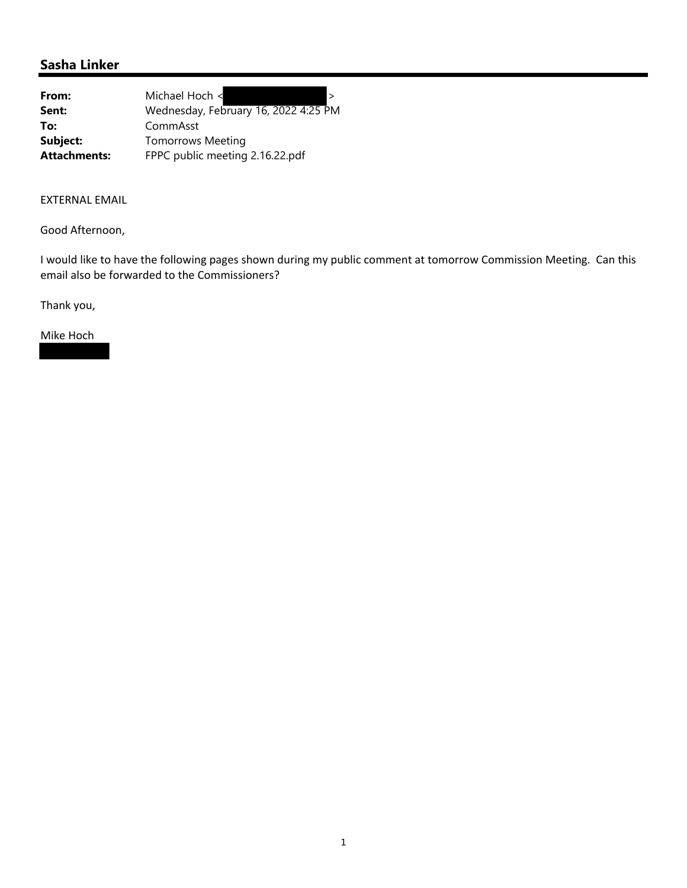## Sasha Linker

| | |
|---|---|
| **From:** | Michael Hoch < > |
| **Sent:** | Wednesday, February 16, 2022 4:25 PM |
| **To:** | CommAsst |
| **Subject:** | Tomorrows Meeting |
| **Attachments:** | FPPC public meeting 2.16.22.pdf |

EXTERNAL EMAIL

Good Afternoon,

I would like to have the following pages shown during my public comment at tomorrow Commission Meeting. Can this email also be forwarded to the Commissioners?

Thank you,

Mike Hoch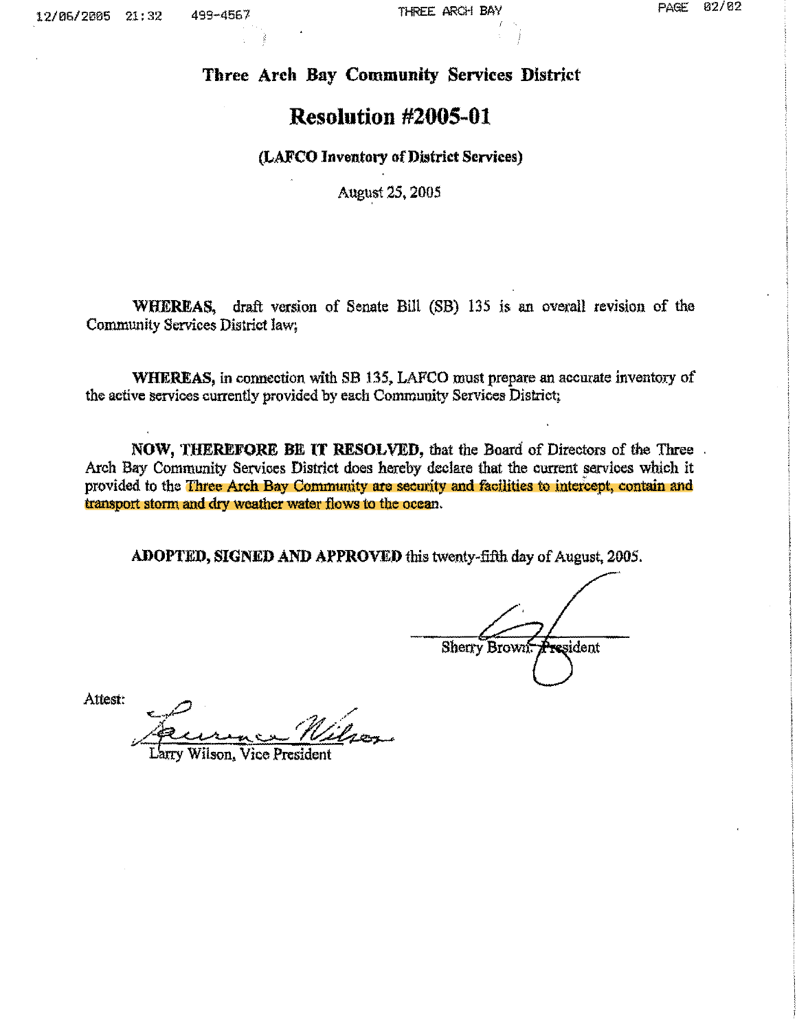# Three Arch Bay Community Services District

## Resolution #2005-01

**(LAFCO Inventory of District Services)**

August 25, 2005

**WHEREAS,** draft version of Senate Bill (SB) 135 is an overall revision of the Community Services District law;

**WHEREAS,** in connection with SB 135, LAFCO must prepare an accurate inventory of the active services currently provided by each Community Services District;

**NOW, THEREFORE BE IT RESOLVED,** that the Board of Directors of the Three Arch Bay Community Services District does hereby declare that the current services which it provided to the Three Arch Bay Community are security and facilities to intercept, contain and transport storm and dry weather water flows to the ocean.

**ADOPTED, SIGNED AND APPROVED** this twenty-fifth day of August, 2005.

Sherry Brown, President

Attest:

Larry Wilson, Vice President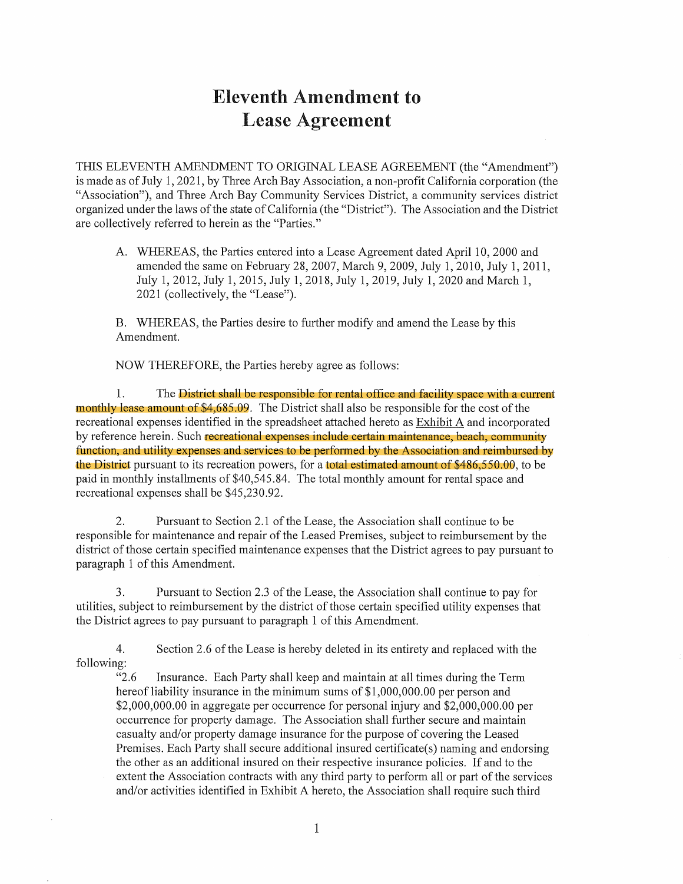# Eleventh Amendment to Lease Agreement

THIS ELEVENTH AMENDMENT TO ORIGINAL LEASE AGREEMENT (the "Amendment") is made as of July 1, 2021, by Three Arch Bay Association, a non-profit California corporation (the "Association"), and Three Arch Bay Community Services District, a community services district organized under the laws of the state of California (the "District"). The Association and the District are collectively referred to herein as the "Parties."

A. WHEREAS, the Parties entered into a Lease Agreement dated April 10, 2000 and amended the same on February 28, 2007, March 9, 2009, July 1, 2010, July 1, 2011, July 1, 2012, July 1, 2015, July 1, 2018, July 1, 2019, July 1, 2020 and March 1, 2021 (collectively, the "Lease").

B. WHEREAS, the Parties desire to further modify and amend the Lease by this Amendment.

NOW THEREFORE, the Parties hereby agree as follows:

1. The District shall be responsible for rental office and facility space with a current monthly lease amount of $4,685.09. The District shall also be responsible for the cost of the recreational expenses identified in the spreadsheet attached hereto as Exhibit A and incorporated by reference herein. Such recreational expenses include certain maintenance, beach, community function, and utility expenses and services to be performed by the Association and reimbursed by the District pursuant to its recreation powers, for a total estimated amount of $486,550.00, to be paid in monthly installments of $40,545.84. The total monthly amount for rental space and recreational expenses shall be $45,230.92.

2. Pursuant to Section 2.1 of the Lease, the Association shall continue to be responsible for maintenance and repair of the Leased Premises, subject to reimbursement by the district of those certain specified maintenance expenses that the District agrees to pay pursuant to paragraph 1 of this Amendment.

3. Pursuant to Section 2.3 of the Lease, the Association shall continue to pay for utilities, subject to reimbursement by the district of those certain specified utility expenses that the District agrees to pay pursuant to paragraph 1 of this Amendment.

4. Section 2.6 of the Lease is hereby deleted in its entirety and replaced with the following:

"2.6 Insurance. Each Party shall keep and maintain at all times during the Term hereof liability insurance in the minimum sums of $1,000,000.00 per person and $2,000,000.00 in aggregate per occurrence for personal injury and $2,000,000.00 per occurrence for property damage. The Association shall further secure and maintain casualty and/or property damage insurance for the purpose of covering the Leased Premises. Each Party shall secure additional insured certificate(s) naming and endorsing the other as an additional insured on their respective insurance policies. If and to the extent the Association contracts with any third party to perform all or part of the services and/or activities identified in Exhibit A hereto, the Association shall require such third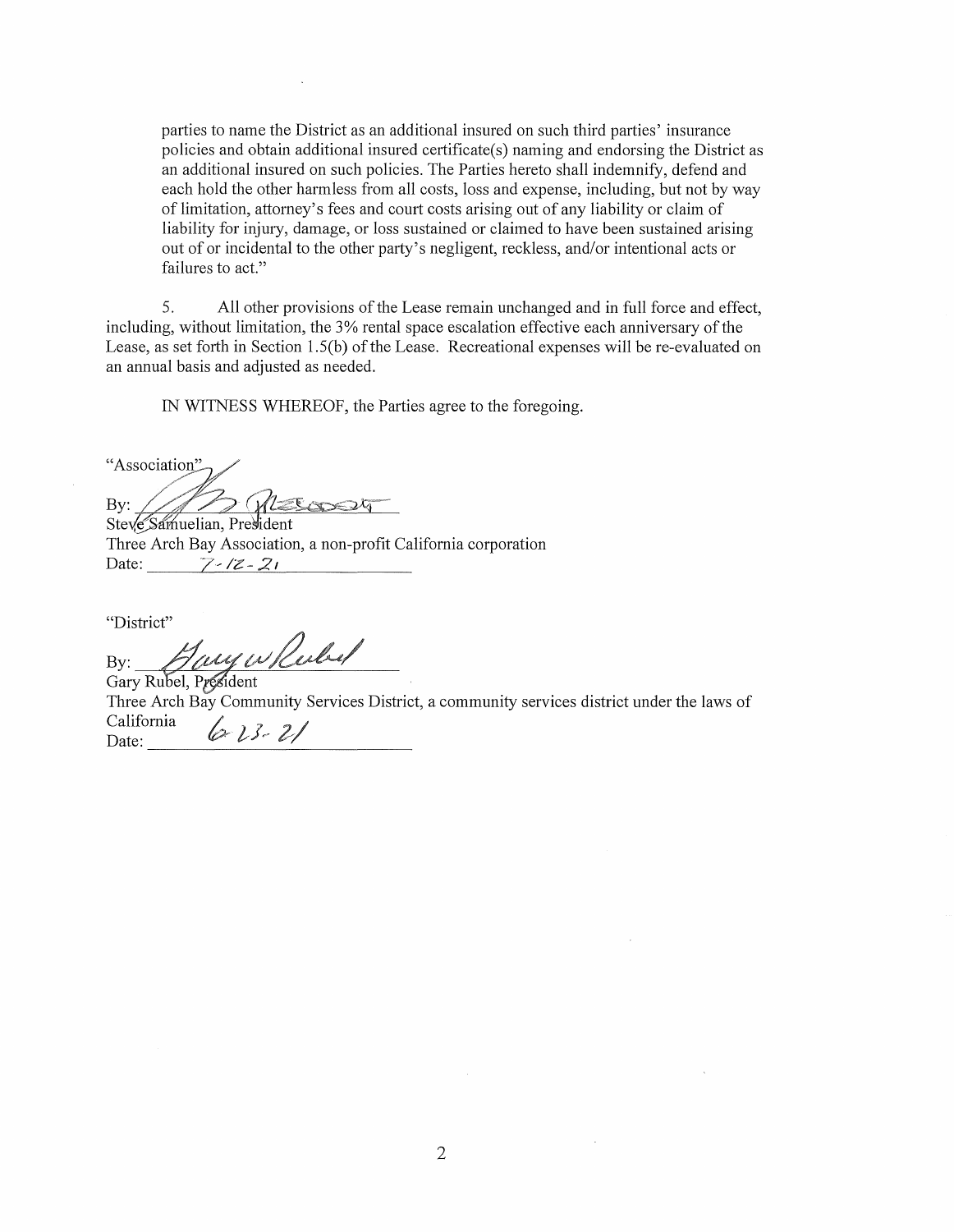parties to name the District as an additional insured on such third parties' insurance policies and obtain additional insured certificate(s) naming and endorsing the District as an additional insured on such policies. The Parties hereto shall indemnify, defend and each hold the other harmless from all costs, loss and expense, including, but not by way of limitation, attorney's fees and court costs arising out of any liability or claim of liability for injury, damage, or loss sustained or claimed to have been sustained arising out of or incidental to the other party's negligent, reckless, and/or intentional acts or failures to act."

5. All other provisions of the Lease remain unchanged and in full force and effect, including, without limitation, the 3% rental space escalation effective each anniversary of the Lease, as set forth in Section 1.5(b) of the Lease. Recreational expenses will be re-evaluated on an annual basis and adjusted as needed.

IN WITNESS WHEREOF, the Parties agree to the foregoing.

"Association"

By: ______________________
Steve Samuelian, President
Three Arch Bay Association, a non-profit California corporation
Date: 7-12-21

"District"

By: ______________________
Gary Rubel, President
Three Arch Bay Community Services District, a community services district under the laws of California
Date: 6-23-21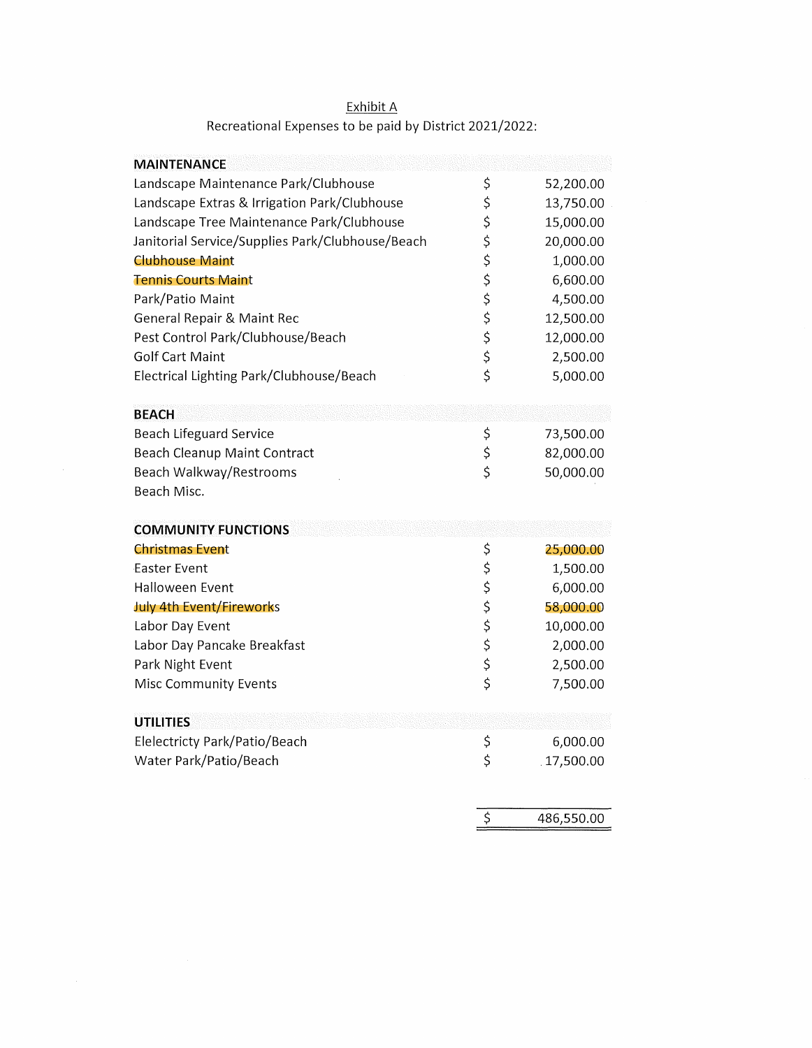Exhibit A

Recreational Expenses to be paid by District 2021/2022:

| | | |
|---|---|---|
| **MAINTENANCE** | | |
| Landscape Maintenance Park/Clubhouse | $ | 52,200.00 |
| Landscape Extras & Irrigation Park/Clubhouse | $ | 13,750.00 |
| Landscape Tree Maintenance Park/Clubhouse | $ | 15,000.00 |
| Janitorial Service/Supplies Park/Clubhouse/Beach | $ | 20,000.00 |
| Clubhouse Maint | $ | 1,000.00 |
| Tennis Courts Maint | $ | 6,600.00 |
| Park/Patio Maint | $ | 4,500.00 |
| General Repair & Maint Rec | $ | 12,500.00 |
| Pest Control Park/Clubhouse/Beach | $ | 12,000.00 |
| Golf Cart Maint | $ | 2,500.00 |
| Electrical Lighting Park/Clubhouse/Beach | $ | 5,000.00 |
| | | |
| **BEACH** | | |
| Beach Lifeguard Service | $ | 73,500.00 |
| Beach Cleanup Maint Contract | $ | 82,000.00 |
| Beach Walkway/Restrooms | $ | 50,000.00 |
| Beach Misc. | | |
| | | |
| **COMMUNITY FUNCTIONS** | | |
| Christmas Event | $ | 25,000.00 |
| Easter Event | $ | 1,500.00 |
| Halloween Event | $ | 6,000.00 |
| July 4th Event/Fireworks | $ | 58,000.00 |
| Labor Day Event | $ | 10,000.00 |
| Labor Day Pancake Breakfast | $ | 2,000.00 |
| Park Night Event | $ | 2,500.00 |
| Misc Community Events | $ | 7,500.00 |
| | | |
| **UTILITIES** | | |
| Elelectricty Park/Patio/Beach | $ | 6,000.00 |
| Water Park/Patio/Beach | $ | 17,500.00 |
| | | |
| | $ | 486,550.00 |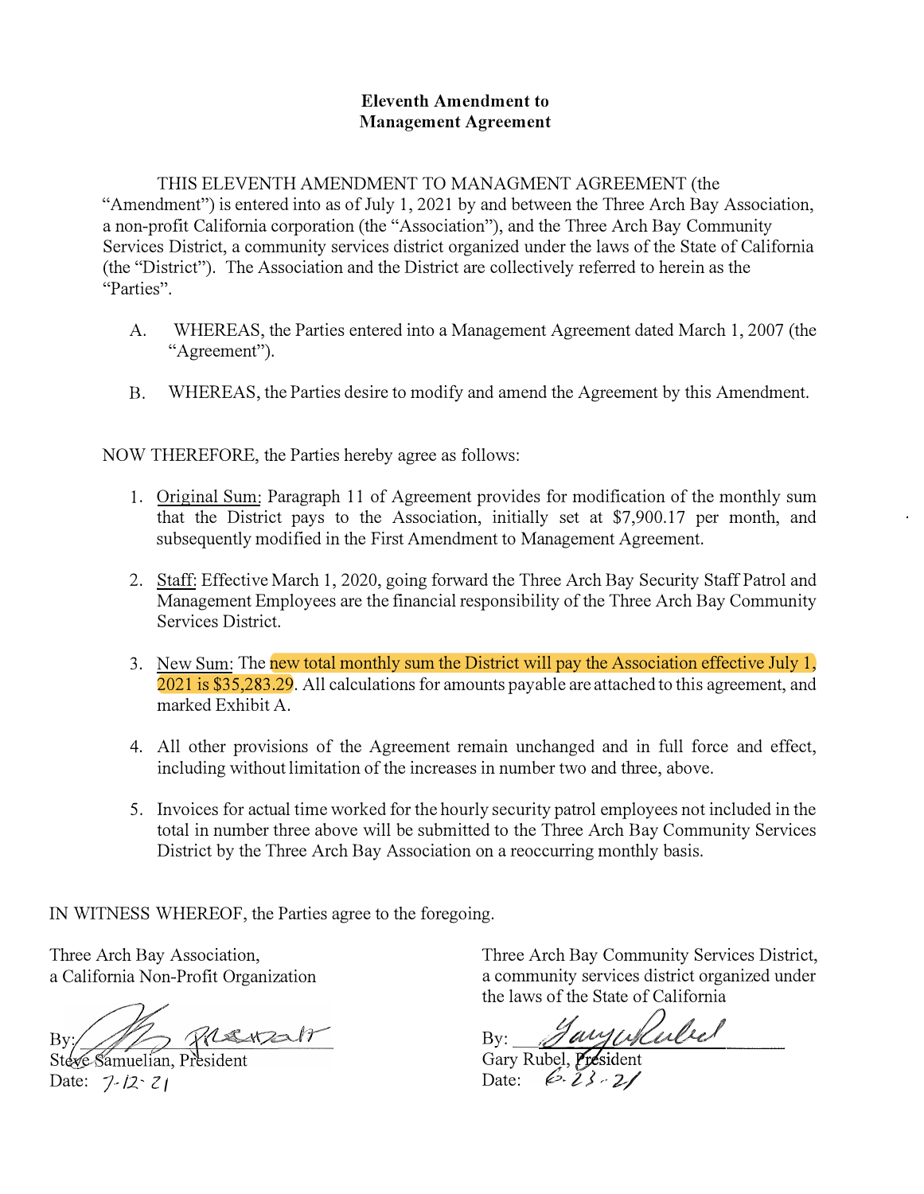**Eleventh Amendment to**
**Management Agreement**

THIS ELEVENTH AMENDMENT TO MANAGMENT AGREEMENT (the "Amendment") is entered into as of July 1, 2021 by and between the Three Arch Bay Association, a non-profit California corporation (the "Association"), and the Three Arch Bay Community Services District, a community services district organized under the laws of the State of California (the "District"). The Association and the District are collectively referred to herein as the "Parties".

A. WHEREAS, the Parties entered into a Management Agreement dated March 1, 2007 (the "Agreement").

B. WHEREAS, the Parties desire to modify and amend the Agreement by this Amendment.

NOW THEREFORE, the Parties hereby agree as follows:

1. Original Sum: Paragraph 11 of Agreement provides for modification of the monthly sum that the District pays to the Association, initially set at $7,900.17 per month, and subsequently modified in the First Amendment to Management Agreement.

2. Staff: Effective March 1, 2020, going forward the Three Arch Bay Security Staff Patrol and Management Employees are the financial responsibility of the Three Arch Bay Community Services District.

3. New Sum: The new total monthly sum the District will pay the Association effective July 1, 2021 is $35,283.29. All calculations for amounts payable are attached to this agreement, and marked Exhibit A.

4. All other provisions of the Agreement remain unchanged and in full force and effect, including without limitation of the increases in number two and three, above.

5. Invoices for actual time worked for the hourly security patrol employees not included in the total in number three above will be submitted to the Three Arch Bay Community Services District by the Three Arch Bay Association on a reoccurring monthly basis.

IN WITNESS WHEREOF, the Parties agree to the foregoing.

Three Arch Bay Association,
a California Non-Profit Organization

By: [signature]
Steve Samuelian, President
Date: 7-12-21

Three Arch Bay Community Services District,
a community services district organized under the laws of the State of California

By: [signature]
Gary Rubel, President
Date: 6-23-21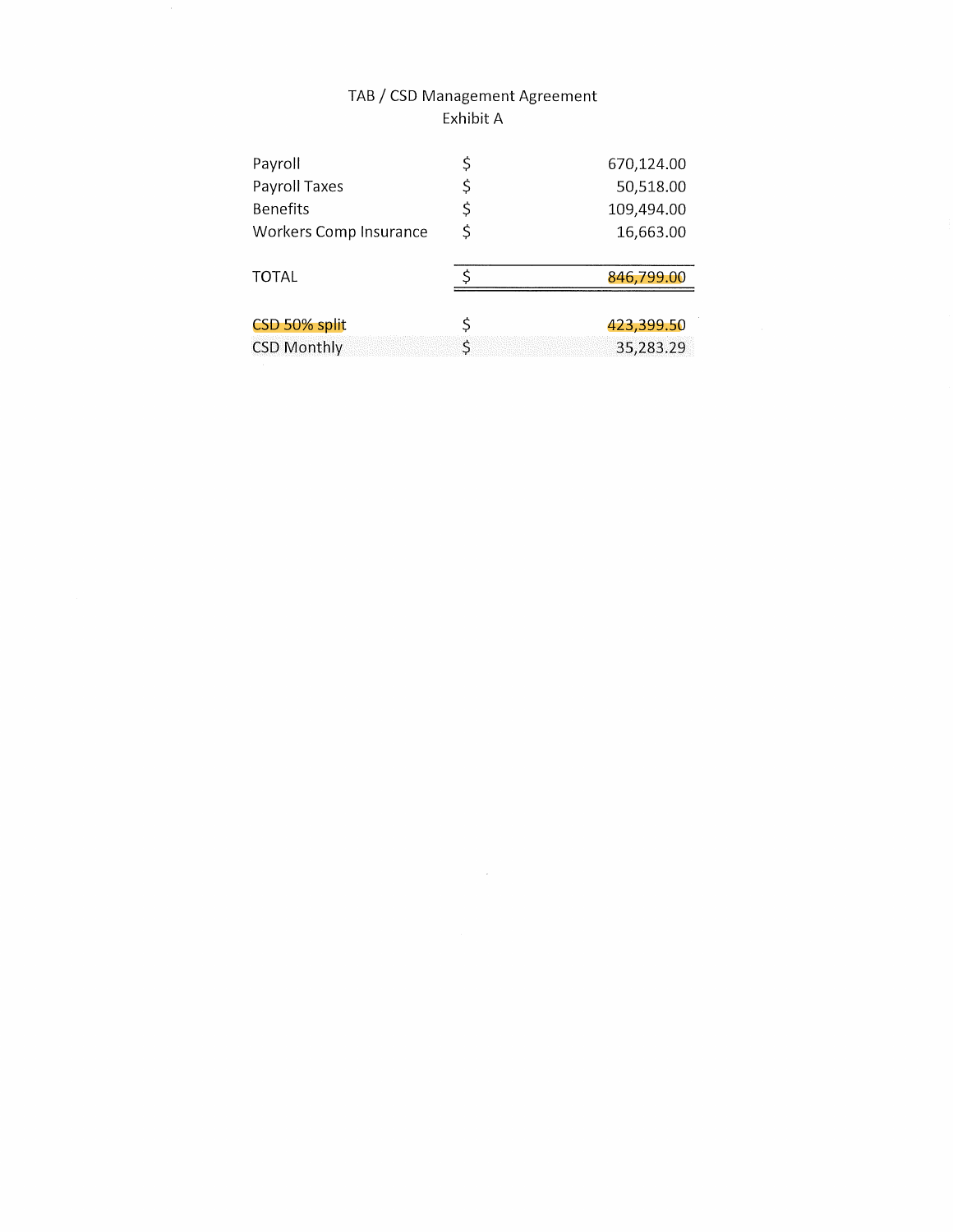# TAB / CSD Management Agreement

## Exhibit A

| | | |
|---|---|---|
| Payroll | $ | 670,124.00 |
| Payroll Taxes | $ | 50,518.00 |
| Benefits | $ | 109,494.00 |
| Workers Comp Insurance | $ | 16,663.00 |
| TOTAL | $ | 846,799.00 |
| CSD 50% split | $ | 423,399.50 |
| CSD Monthly | $ | 35,283.29 |